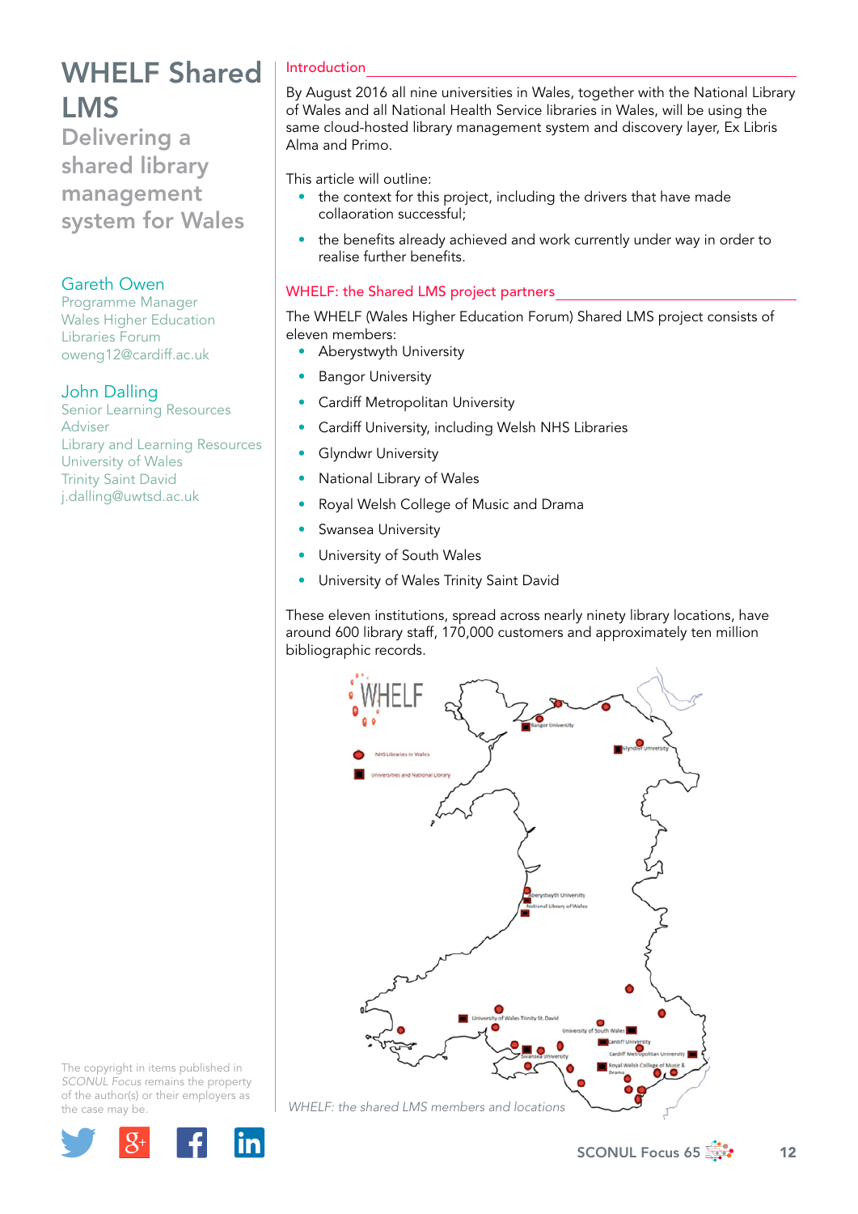# WHELF Shared LMS

## Delivering a shared library management system for Wales

Gareth Owen
Programme Manager
Wales Higher Education Libraries Forum
oweng12@cardiff.ac.uk

John Dalling
Senior Learning Resources Adviser
Library and Learning Resources
University of Wales Trinity Saint David
j.dalling@uwtsd.ac.uk

The copyright in items published in *SCONUL Focus* remains the property of the author(s) or their employers as the case may be.

### Introduction

By August 2016 all nine universities in Wales, together with the National Library of Wales and all National Health Service libraries in Wales, will be using the same cloud-hosted library management system and discovery layer, Ex Libris Alma and Primo.

This article will outline:

- the context for this project, including the drivers that have made collaoration successful;
- the benefits already achieved and work currently under way in order to realise further benefits.

### WHELF: the Shared LMS project partners

The WHELF (Wales Higher Education Forum) Shared LMS project consists of eleven members:

- Aberystwyth University
- Bangor University
- Cardiff Metropolitan University
- Cardiff University, including Welsh NHS Libraries
- Glyndwr University
- National Library of Wales
- Royal Welsh College of Music and Drama
- Swansea University
- University of South Wales
- University of Wales Trinity Saint David

These eleven institutions, spread across nearly ninety library locations, have around 600 library staff, 170,000 customers and approximately ten million bibliographic records.

*WHELF: the shared LMS members and locations*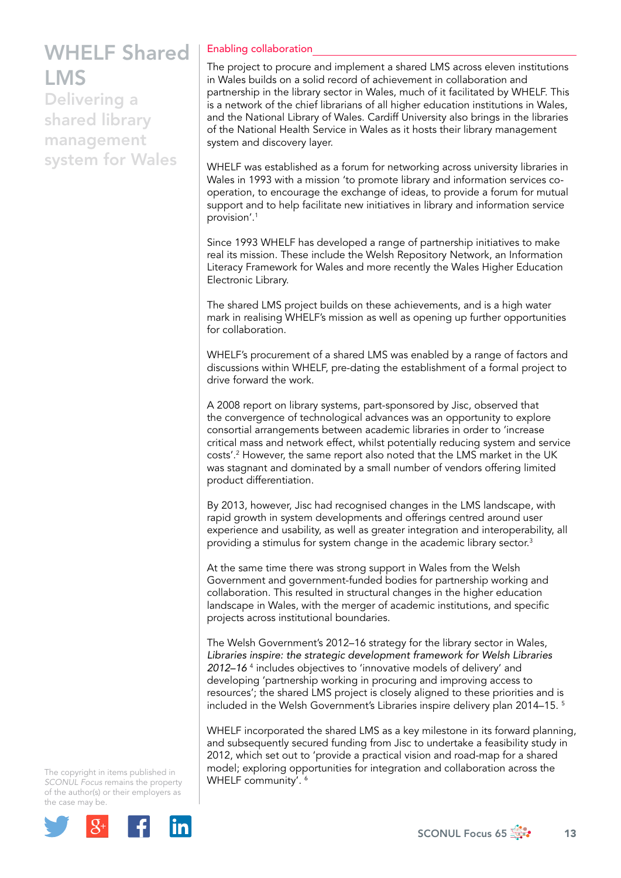# WHELF Shared LMS

## Delivering a shared library management system for Wales

### Enabling collaboration

The project to procure and implement a shared LMS across eleven institutions in Wales builds on a solid record of achievement in collaboration and partnership in the library sector in Wales, much of it facilitated by WHELF. This is a network of the chief librarians of all higher education institutions in Wales, and the National Library of Wales. Cardiff University also brings in the libraries of the National Health Service in Wales as it hosts their library management system and discovery layer.

WHELF was established as a forum for networking across university libraries in Wales in 1993 with a mission 'to promote library and information services co-operation, to encourage the exchange of ideas, to provide a forum for mutual support and to help facilitate new initiatives in library and information service provision'.[1]

Since 1993 WHELF has developed a range of partnership initiatives to make real its mission. These include the Welsh Repository Network, an Information Literacy Framework for Wales and more recently the Wales Higher Education Electronic Library.

The shared LMS project builds on these achievements, and is a high water mark in realising WHELF's mission as well as opening up further opportunities for collaboration.

WHELF's procurement of a shared LMS was enabled by a range of factors and discussions within WHELF, pre-dating the establishment of a formal project to drive forward the work.

A 2008 report on library systems, part-sponsored by Jisc, observed that the convergence of technological advances was an opportunity to explore consortial arrangements between academic libraries in order to 'increase critical mass and network effect, whilst potentially reducing system and service costs'.[2] However, the same report also noted that the LMS market in the UK was stagnant and dominated by a small number of vendors offering limited product differentiation.

By 2013, however, Jisc had recognised changes in the LMS landscape, with rapid growth in system developments and offerings centred around user experience and usability, as well as greater integration and interoperability, all providing a stimulus for system change in the academic library sector.[3]

At the same time there was strong support in Wales from the Welsh Government and government-funded bodies for partnership working and collaboration. This resulted in structural changes in the higher education landscape in Wales, with the merger of academic institutions, and specific projects across institutional boundaries.

The Welsh Government's 2012–16 strategy for the library sector in Wales, *Libraries inspire: the strategic development framework for Welsh Libraries 2012–16* [4] includes objectives to 'innovative models of delivery' and developing 'partnership working in procuring and improving access to resources'; the shared LMS project is closely aligned to these priorities and is included in the Welsh Government's Libraries inspire delivery plan 2014–15. [5]

WHELF incorporated the shared LMS as a key milestone in its forward planning, and subsequently secured funding from Jisc to undertake a feasibility study in 2012, which set out to 'provide a practical vision and road-map for a shared model; exploring opportunities for integration and collaboration across the WHELF community'. [6]

The copyright in items published in *SCONUL Focus* remains the property of the author(s) or their employers as the case may be.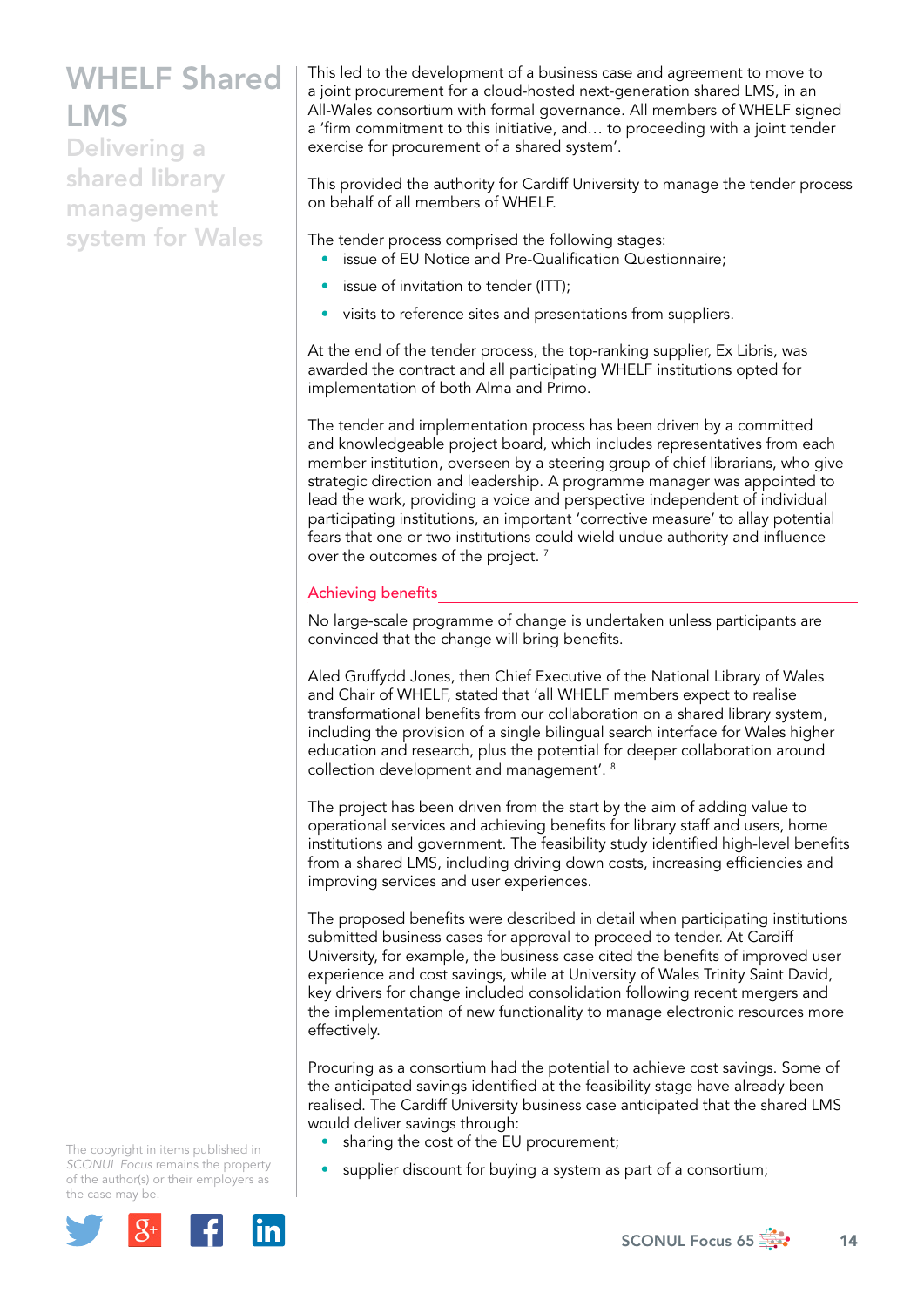This led to the development of a business case and agreement to move to a joint procurement for a cloud-hosted next-generation shared LMS, in an All-Wales consortium with formal governance. All members of WHELF signed a 'firm commitment to this initiative, and… to proceeding with a joint tender exercise for procurement of a shared system'.

This provided the authority for Cardiff University to manage the tender process on behalf of all members of WHELF.

The tender process comprised the following stages:

- issue of EU Notice and Pre-Qualification Questionnaire;
- issue of invitation to tender (ITT);
- visits to reference sites and presentations from suppliers.

At the end of the tender process, the top-ranking supplier, Ex Libris, was awarded the contract and all participating WHELF institutions opted for implementation of both Alma and Primo.

The tender and implementation process has been driven by a committed and knowledgeable project board, which includes representatives from each member institution, overseen by a steering group of chief librarians, who give strategic direction and leadership. A programme manager was appointed to lead the work, providing a voice and perspective independent of individual participating institutions, an important 'corrective measure' to allay potential fears that one or two institutions could wield undue authority and influence over the outcomes of the project. [7]

## Achieving benefits

No large-scale programme of change is undertaken unless participants are convinced that the change will bring benefits.

Aled Gruffydd Jones, then Chief Executive of the National Library of Wales and Chair of WHELF, stated that 'all WHELF members expect to realise transformational benefits from our collaboration on a shared library system, including the provision of a single bilingual search interface for Wales higher education and research, plus the potential for deeper collaboration around collection development and management'. [8]

The project has been driven from the start by the aim of adding value to operational services and achieving benefits for library staff and users, home institutions and government. The feasibility study identified high-level benefits from a shared LMS, including driving down costs, increasing efficiencies and improving services and user experiences.

The proposed benefits were described in detail when participating institutions submitted business cases for approval to proceed to tender. At Cardiff University, for example, the business case cited the benefits of improved user experience and cost savings, while at University of Wales Trinity Saint David, key drivers for change included consolidation following recent mergers and the implementation of new functionality to manage electronic resources more effectively.

Procuring as a consortium had the potential to achieve cost savings. Some of the anticipated savings identified at the feasibility stage have already been realised. The Cardiff University business case anticipated that the shared LMS would deliver savings through:

- sharing the cost of the EU procurement;
- supplier discount for buying a system as part of a consortium;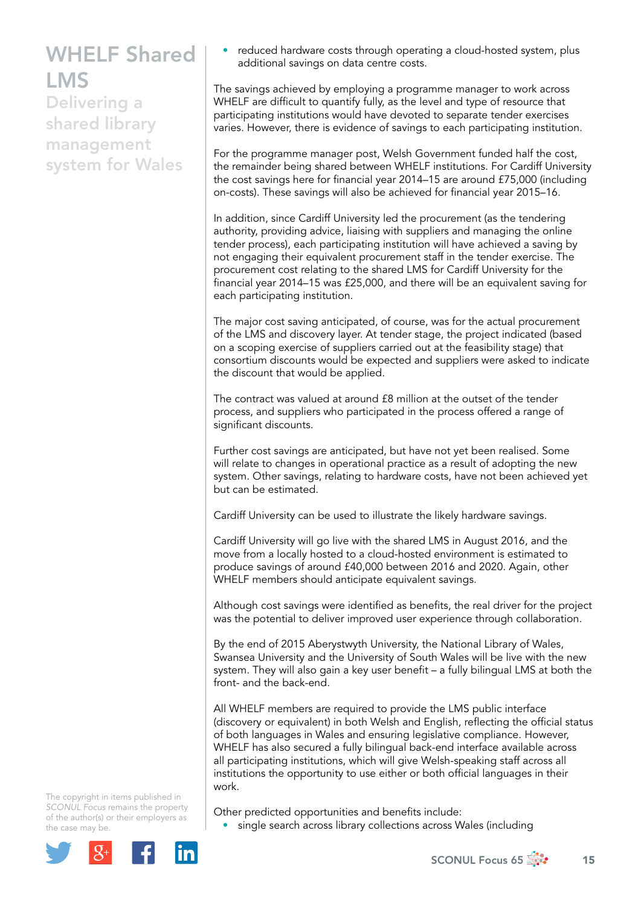- reduced hardware costs through operating a cloud-hosted system, plus additional savings on data centre costs.

The savings achieved by employing a programme manager to work across WHELF are difficult to quantify fully, as the level and type of resource that participating institutions would have devoted to separate tender exercises varies. However, there is evidence of savings to each participating institution.

For the programme manager post, Welsh Government funded half the cost, the remainder being shared between WHELF institutions. For Cardiff University the cost savings here for financial year 2014–15 are around £75,000 (including on-costs). These savings will also be achieved for financial year 2015–16.

In addition, since Cardiff University led the procurement (as the tendering authority, providing advice, liaising with suppliers and managing the online tender process), each participating institution will have achieved a saving by not engaging their equivalent procurement staff in the tender exercise. The procurement cost relating to the shared LMS for Cardiff University for the financial year 2014–15 was £25,000, and there will be an equivalent saving for each participating institution.

The major cost saving anticipated, of course, was for the actual procurement of the LMS and discovery layer. At tender stage, the project indicated (based on a scoping exercise of suppliers carried out at the feasibility stage) that consortium discounts would be expected and suppliers were asked to indicate the discount that would be applied.

The contract was valued at around £8 million at the outset of the tender process, and suppliers who participated in the process offered a range of significant discounts.

Further cost savings are anticipated, but have not yet been realised. Some will relate to changes in operational practice as a result of adopting the new system. Other savings, relating to hardware costs, have not been achieved yet but can be estimated.

Cardiff University can be used to illustrate the likely hardware savings.

Cardiff University will go live with the shared LMS in August 2016, and the move from a locally hosted to a cloud-hosted environment is estimated to produce savings of around £40,000 between 2016 and 2020. Again, other WHELF members should anticipate equivalent savings.

Although cost savings were identified as benefits, the real driver for the project was the potential to deliver improved user experience through collaboration.

By the end of 2015 Aberystwyth University, the National Library of Wales, Swansea University and the University of South Wales will be live with the new system. They will also gain a key user benefit – a fully bilingual LMS at both the front- and the back-end.

All WHELF members are required to provide the LMS public interface (discovery or equivalent) in both Welsh and English, reflecting the official status of both languages in Wales and ensuring legislative compliance. However, WHELF has also secured a fully bilingual back-end interface available across all participating institutions, which will give Welsh-speaking staff across all institutions the opportunity to use either or both official languages in their work.

Other predicted opportunities and benefits include:

- single search across library collections across Wales (including

The copyright in items published in *SCONUL Focus* remains the property of the author(s) or their employers as the case may be.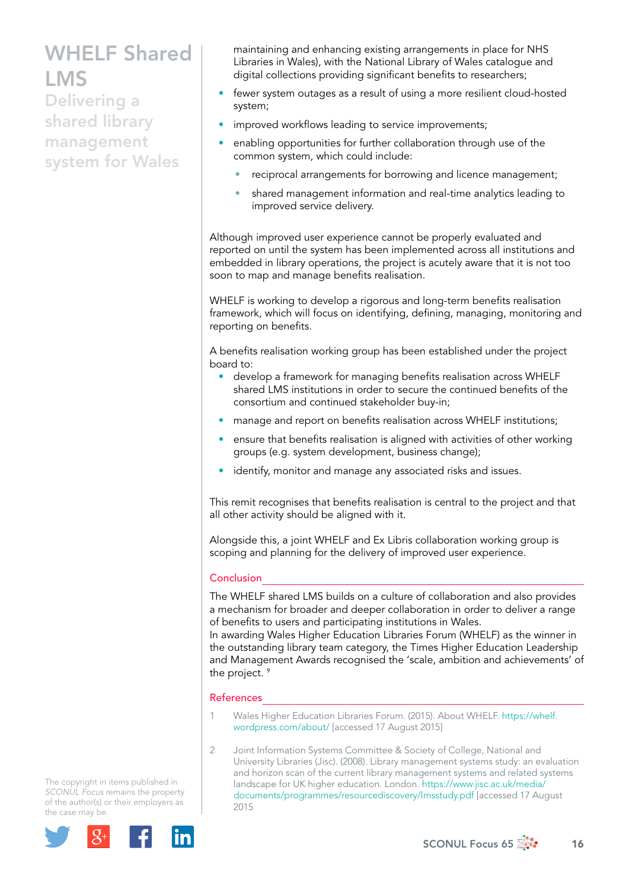maintaining and enhancing existing arrangements in place for NHS Libraries in Wales), with the National Library of Wales catalogue and digital collections providing significant benefits to researchers;

- fewer system outages as a result of using a more resilient cloud-hosted system;
- improved workflows leading to service improvements;
- enabling opportunities for further collaboration through use of the common system, which could include:
  - reciprocal arrangements for borrowing and licence management;
  - shared management information and real-time analytics leading to improved service delivery.

Although improved user experience cannot be properly evaluated and reported on until the system has been implemented across all institutions and embedded in library operations, the project is acutely aware that it is not too soon to map and manage benefits realisation.

WHELF is working to develop a rigorous and long-term benefits realisation framework, which will focus on identifying, defining, managing, monitoring and reporting on benefits.

A benefits realisation working group has been established under the project board to:

- develop a framework for managing benefits realisation across WHELF shared LMS institutions in order to secure the continued benefits of the consortium and continued stakeholder buy-in;
- manage and report on benefits realisation across WHELF institutions;
- ensure that benefits realisation is aligned with activities of other working groups (e.g. system development, business change);
- identify, monitor and manage any associated risks and issues.

This remit recognises that benefits realisation is central to the project and that all other activity should be aligned with it.

Alongside this, a joint WHELF and Ex Libris collaboration working group is scoping and planning for the delivery of improved user experience.

## Conclusion

The WHELF shared LMS builds on a culture of collaboration and also provides a mechanism for broader and deeper collaboration in order to deliver a range of benefits to users and participating institutions in Wales.
In awarding Wales Higher Education Libraries Forum (WHELF) as the winner in the outstanding library team category, the Times Higher Education Leadership and Management Awards recognised the 'scale, ambition and achievements' of the project. [9]

## References

1. Wales Higher Education Libraries Forum. (2015). About WHELF. https://whelf.wordpress.com/about/ [accessed 17 August 2015]
2. Joint Information Systems Committee & Society of College, National and University Libraries (Jisc). (2008). Library management systems study: an evaluation and horizon scan of the current library management systems and related systems landscape for UK higher education. London. https://www.jisc.ac.uk/media/documents/programmes/resourcediscovery/lmsstudy.pdf [accessed 17 August 2015

The copyright in items published in *SCONUL Focus* remains the property of the author(s) or their employers as the case may be.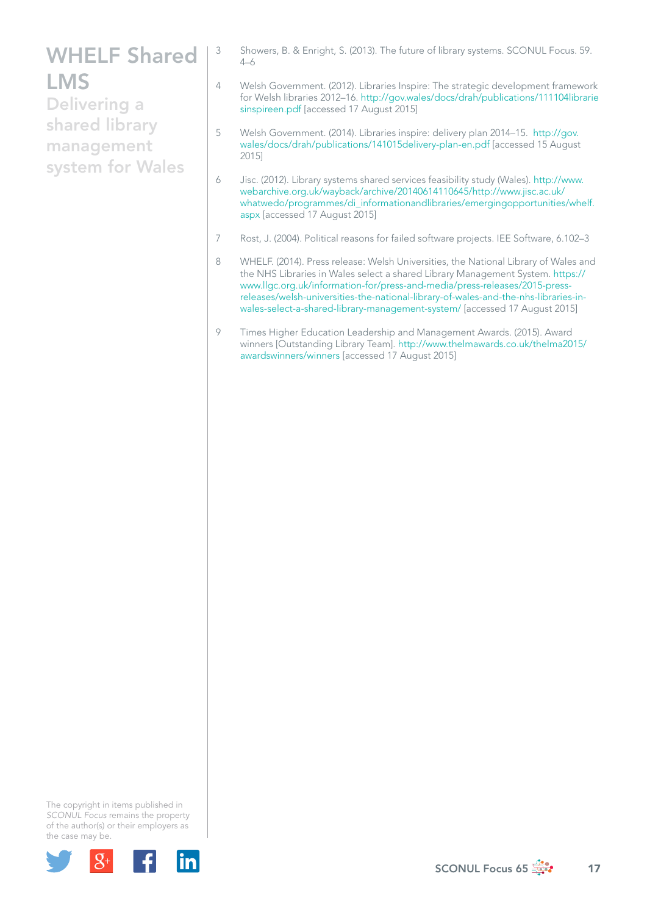3 Showers, B. & Enright, S. (2013). The future of library systems. SCONUL Focus. 59. 4–6

4 Welsh Government. (2012). Libraries Inspire: The strategic development framework for Welsh libraries 2012–16. http://gov.wales/docs/drah/publications/111104librariesinspireen.pdf [accessed 17 August 2015]

5 Welsh Government. (2014). Libraries inspire: delivery plan 2014–15. http://gov.wales/docs/drah/publications/141015delivery-plan-en.pdf [accessed 15 August 2015]

6 Jisc. (2012). Library systems shared services feasibility study (Wales). http://www.webarchive.org.uk/wayback/archive/20140614110645/http://www.jisc.ac.uk/whatwedo/programmes/di_informationandlibraries/emergingopportunities/whelf.aspx [accessed 17 August 2015]

7 Rost, J. (2004). Political reasons for failed software projects. IEE Software, 6.102–3

8 WHELF. (2014). Press release: Welsh Universities, the National Library of Wales and the NHS Libraries in Wales select a shared Library Management System. https://www.llgc.org.uk/information-for/press-and-media/press-releases/2015-press-releases/welsh-universities-the-national-library-of-wales-and-the-nhs-libraries-in-wales-select-a-shared-library-management-system/ [accessed 17 August 2015]

9 Times Higher Education Leadership and Management Awards. (2015). Award winners [Outstanding Library Team]. http://www.thelmawards.co.uk/thelma2015/awardswinners/winners [accessed 17 August 2015]

The copyright in items published in *SCONUL Focus* remains the property of the author(s) or their employers as the case may be.